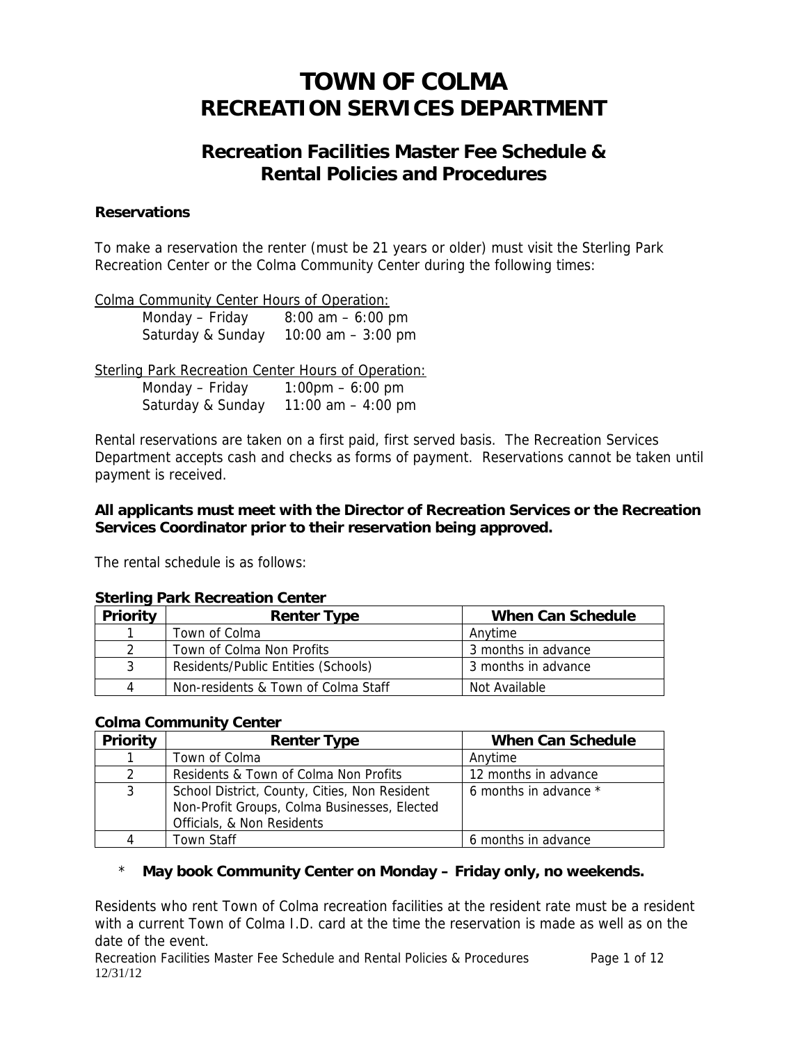# TOWN OF COLMA
# RECREATION SERVICES DEPARTMENT

## Recreation Facilities Master Fee Schedule & Rental Policies and Procedures

**Reservations**

To make a reservation the renter (must be 21 years or older) must visit the Sterling Park Recreation Center or the Colma Community Center during the following times:

Colma Community Center Hours of Operation:

| | |
|---|---|
| Monday – Friday | 8:00 am – 6:00 pm |
| Saturday & Sunday | 10:00 am – 3:00 pm |

Sterling Park Recreation Center Hours of Operation:

| | |
|---|---|
| Monday – Friday | 1:00pm – 6:00 pm |
| Saturday & Sunday | 11:00 am – 4:00 pm |

Rental reservations are taken on a first paid, first served basis. The Recreation Services Department accepts cash and checks as forms of payment. Reservations cannot be taken until payment is received.

**All applicants must meet with the Director of Recreation Services or the Recreation Services Coordinator prior to their reservation being approved.**

The rental schedule is as follows:

**Sterling Park Recreation Center**

| Priority | Renter Type | When Can Schedule |
|---|---|---|
| 1 | Town of Colma | Anytime |
| 2 | Town of Colma Non Profits | 3 months in advance |
| 3 | Residents/Public Entities (Schools) | 3 months in advance |
| 4 | Non-residents & Town of Colma Staff | Not Available |

**Colma Community Center**

| Priority | Renter Type | When Can Schedule |
|---|---|---|
| 1 | Town of Colma | Anytime |
| 2 | Residents & Town of Colma Non Profits | 12 months in advance |
| 3 | School District, County, Cities, Non Resident Non-Profit Groups, Colma Businesses, Elected Officials, & Non Residents | 6 months in advance * |
| 4 | Town Staff | 6 months in advance |

\* **May book Community Center on Monday – Friday only, no weekends.**

Residents who rent Town of Colma recreation facilities at the resident rate must be a resident with a current Town of Colma I.D. card at the time the reservation is made as well as on the date of the event.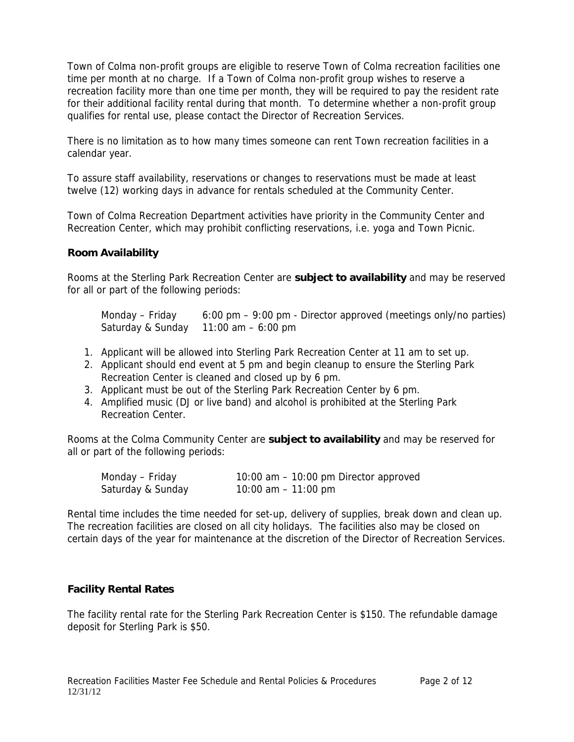Town of Colma non-profit groups are eligible to reserve Town of Colma recreation facilities one time per month at no charge. If a Town of Colma non-profit group wishes to reserve a recreation facility more than one time per month, they will be required to pay the resident rate for their additional facility rental during that month. To determine whether a non-profit group qualifies for rental use, please contact the Director of Recreation Services.

There is no limitation as to how many times someone can rent Town recreation facilities in a calendar year.

To assure staff availability, reservations or changes to reservations must be made at least twelve (12) working days in advance for rentals scheduled at the Community Center.

Town of Colma Recreation Department activities have priority in the Community Center and Recreation Center, which may prohibit conflicting reservations, i.e. yoga and Town Picnic.

### Room Availability

Rooms at the Sterling Park Recreation Center are **subject to availability** and may be reserved for all or part of the following periods:

| | |
|---|---|
| Monday – Friday | 6:00 pm – 9:00 pm - Director approved (meetings only/no parties) |
| Saturday & Sunday | 11:00 am – 6:00 pm |

1. Applicant will be allowed into Sterling Park Recreation Center at 11 am to set up.
2. Applicant should end event at 5 pm and begin cleanup to ensure the Sterling Park Recreation Center is cleaned and closed up by 6 pm.
3. Applicant must be out of the Sterling Park Recreation Center by 6 pm.
4. Amplified music (DJ or live band) and alcohol is prohibited at the Sterling Park Recreation Center.

Rooms at the Colma Community Center are **subject to availability** and may be reserved for all or part of the following periods:

| | |
|---|---|
| Monday – Friday | 10:00 am – 10:00 pm Director approved |
| Saturday & Sunday | 10:00 am – 11:00 pm |

Rental time includes the time needed for set-up, delivery of supplies, break down and clean up. The recreation facilities are closed on all city holidays. The facilities also may be closed on certain days of the year for maintenance at the discretion of the Director of Recreation Services.

### Facility Rental Rates

The facility rental rate for the Sterling Park Recreation Center is $150. The refundable damage deposit for Sterling Park is $50.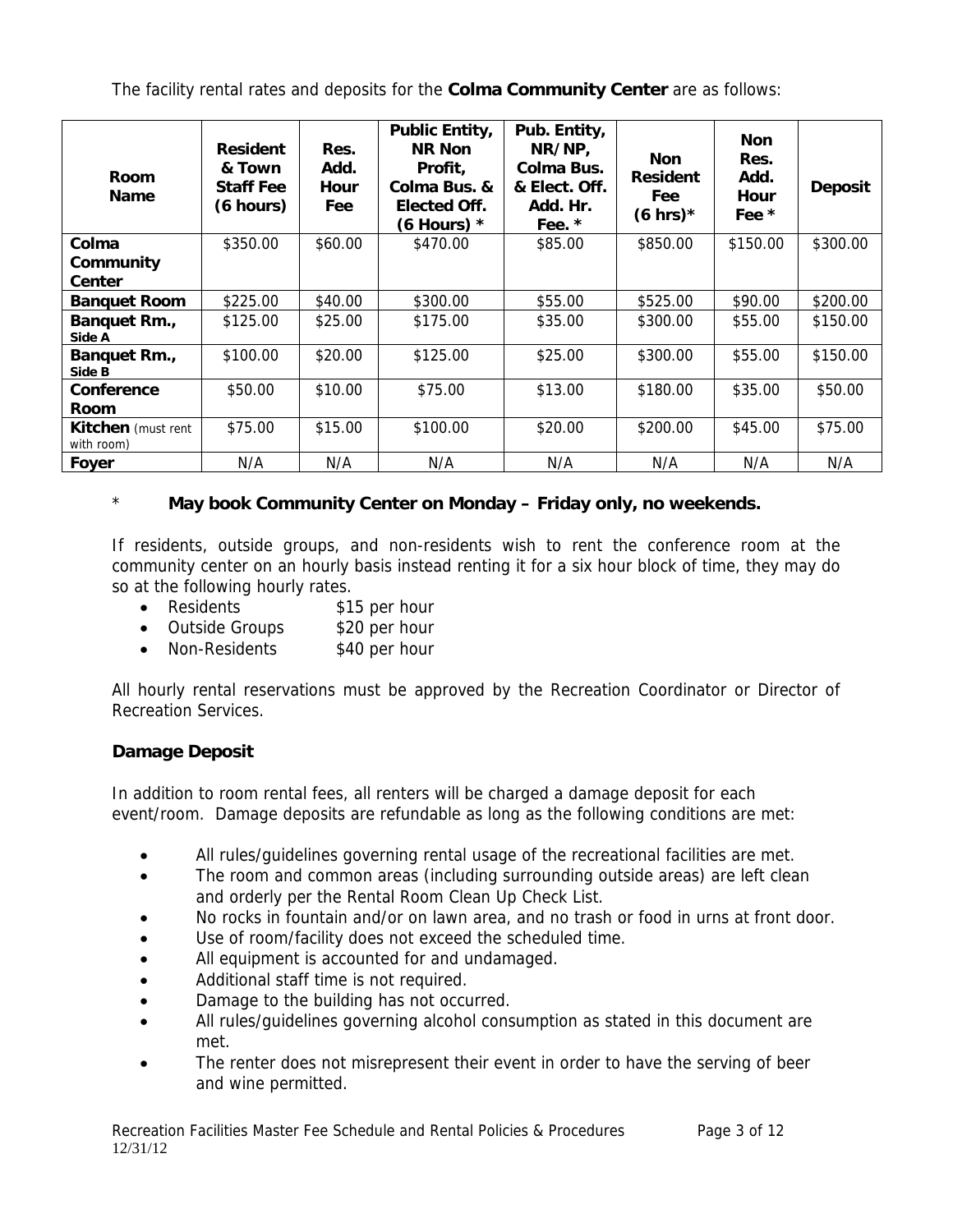The facility rental rates and deposits for the **Colma Community Center** are as follows:

| Room Name | Resident & Town Staff Fee (6 hours) | Res. Add. Hour Fee | Public Entity, NR Non Profit, Colma Bus. & Elected Off. (6 Hours) * | Pub. Entity, NR/NP, Colma Bus. & Elect. Off. Add. Hr. Fee. * | Non Resident Fee (6 hrs)* | Non Res. Add. Hour Fee * | Deposit |
|---|---|---|---|---|---|---|---|
| **Colma Community Center** | $350.00 | $60.00 | $470.00 | $85.00 | $850.00 | $150.00 | $300.00 |
| **Banquet Room** | $225.00 | $40.00 | $300.00 | $55.00 | $525.00 | $90.00 | $200.00 |
| **Banquet Rm., Side A** | $125.00 | $25.00 | $175.00 | $35.00 | $300.00 | $55.00 | $150.00 |
| **Banquet Rm., Side B** | $100.00 | $20.00 | $125.00 | $25.00 | $300.00 | $55.00 | $150.00 |
| **Conference Room** | $50.00 | $10.00 | $75.00 | $13.00 | $180.00 | $35.00 | $50.00 |
| **Kitchen** (must rent with room) | $75.00 | $15.00 | $100.00 | $20.00 | $200.00 | $45.00 | $75.00 |
| **Foyer** | N/A | N/A | N/A | N/A | N/A | N/A | N/A |

\* **May book Community Center on Monday – Friday only, no weekends.**

If residents, outside groups, and non-residents wish to rent the conference room at the community center on an hourly basis instead renting it for a six hour block of time, they may do so at the following hourly rates.

- Residents $15 per hour
- Outside Groups $20 per hour
- Non-Residents $40 per hour

All hourly rental reservations must be approved by the Recreation Coordinator or Director of Recreation Services.

### Damage Deposit

In addition to room rental fees, all renters will be charged a damage deposit for each event/room. Damage deposits are refundable as long as the following conditions are met:

- All rules/guidelines governing rental usage of the recreational facilities are met.
- The room and common areas (including surrounding outside areas) are left clean and orderly per the Rental Room Clean Up Check List.
- No rocks in fountain and/or on lawn area, and no trash or food in urns at front door.
- Use of room/facility does not exceed the scheduled time.
- All equipment is accounted for and undamaged.
- Additional staff time is not required.
- Damage to the building has not occurred.
- All rules/guidelines governing alcohol consumption as stated in this document are met.
- The renter does not misrepresent their event in order to have the serving of beer and wine permitted.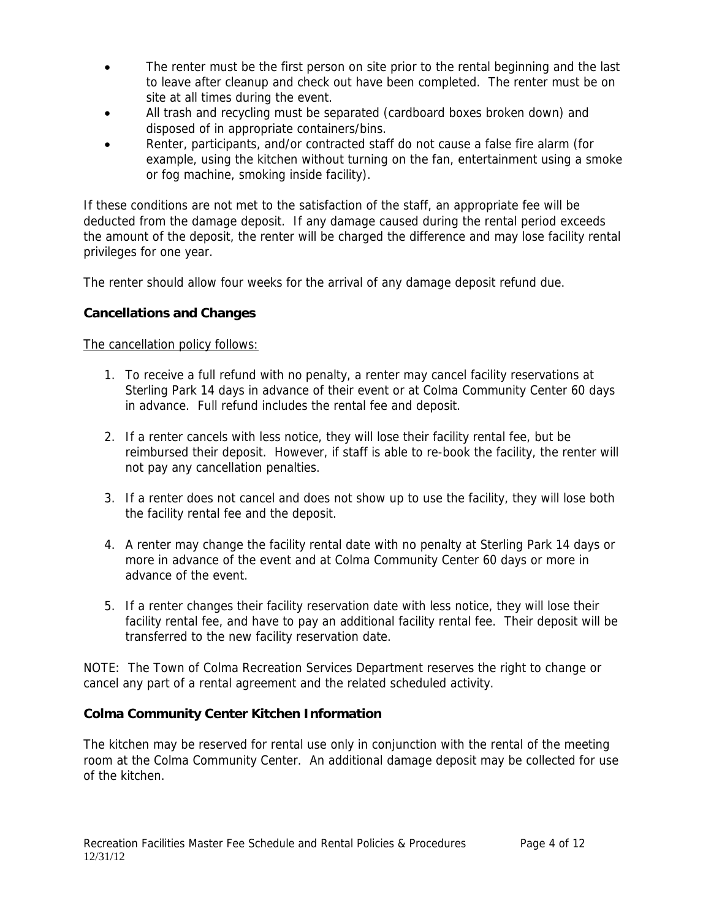- The renter must be the first person on site prior to the rental beginning and the last to leave after cleanup and check out have been completed. The renter must be on site at all times during the event.
- All trash and recycling must be separated (cardboard boxes broken down) and disposed of in appropriate containers/bins.
- Renter, participants, and/or contracted staff do not cause a false fire alarm (for example, using the kitchen without turning on the fan, entertainment using a smoke or fog machine, smoking inside facility).

If these conditions are not met to the satisfaction of the staff, an appropriate fee will be deducted from the damage deposit. If any damage caused during the rental period exceeds the amount of the deposit, the renter will be charged the difference and may lose facility rental privileges for one year.

The renter should allow four weeks for the arrival of any damage deposit refund due.

**Cancellations and Changes**

<u>The cancellation policy follows:</u>

1. To receive a full refund with no penalty, a renter may cancel facility reservations at Sterling Park 14 days in advance of their event or at Colma Community Center 60 days in advance. Full refund includes the rental fee and deposit.

2. If a renter cancels with less notice, they will lose their facility rental fee, but be reimbursed their deposit. However, if staff is able to re-book the facility, the renter will not pay any cancellation penalties.

3. If a renter does not cancel and does not show up to use the facility, they will lose both the facility rental fee and the deposit.

4. A renter may change the facility rental date with no penalty at Sterling Park 14 days or more in advance of the event and at Colma Community Center 60 days or more in advance of the event.

5. If a renter changes their facility reservation date with less notice, they will lose their facility rental fee, and have to pay an additional facility rental fee. Their deposit will be transferred to the new facility reservation date.

NOTE: The Town of Colma Recreation Services Department reserves the right to change or cancel any part of a rental agreement and the related scheduled activity.

**Colma Community Center Kitchen Information**

The kitchen may be reserved for rental use only in conjunction with the rental of the meeting room at the Colma Community Center. An additional damage deposit may be collected for use of the kitchen.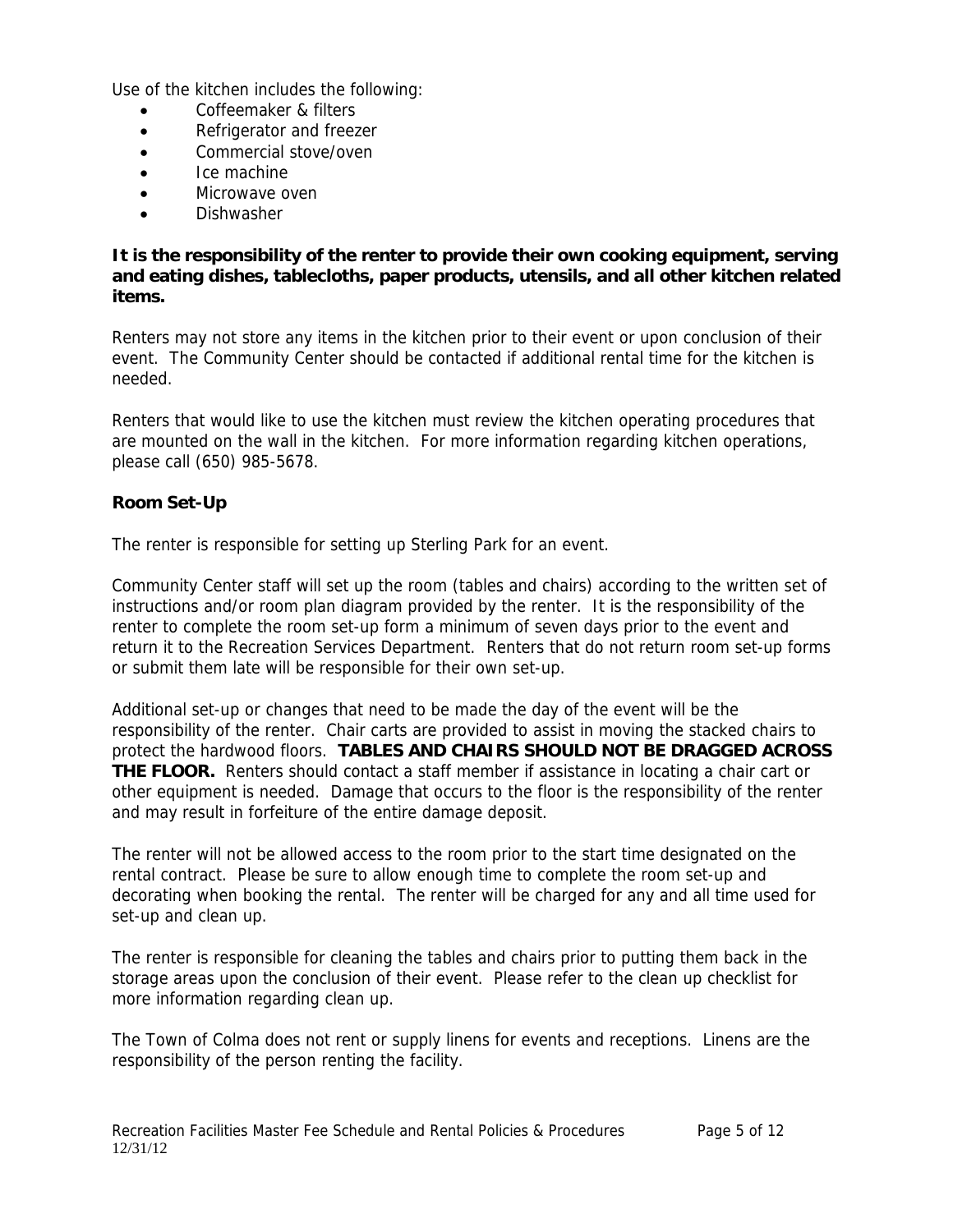Use of the kitchen includes the following:

- Coffeemaker & filters
- Refrigerator and freezer
- Commercial stove/oven
- Ice machine
- Microwave oven
- Dishwasher

**It is the responsibility of the renter to provide their own cooking equipment, serving and eating dishes, tablecloths, paper products, utensils, and all other kitchen related items.**

Renters may not store any items in the kitchen prior to their event or upon conclusion of their event. The Community Center should be contacted if additional rental time for the kitchen is needed.

Renters that would like to use the kitchen must review the kitchen operating procedures that are mounted on the wall in the kitchen. For more information regarding kitchen operations, please call (650) 985-5678.

**Room Set-Up**

The renter is responsible for setting up Sterling Park for an event.

Community Center staff will set up the room (tables and chairs) according to the written set of instructions and/or room plan diagram provided by the renter. It is the responsibility of the renter to complete the room set-up form a minimum of seven days prior to the event and return it to the Recreation Services Department. Renters that do not return room set-up forms or submit them late will be responsible for their own set-up.

Additional set-up or changes that need to be made the day of the event will be the responsibility of the renter. Chair carts are provided to assist in moving the stacked chairs to protect the hardwood floors. **TABLES AND CHAIRS SHOULD NOT BE DRAGGED ACROSS THE FLOOR.** Renters should contact a staff member if assistance in locating a chair cart or other equipment is needed. Damage that occurs to the floor is the responsibility of the renter and may result in forfeiture of the entire damage deposit.

The renter will not be allowed access to the room prior to the start time designated on the rental contract. Please be sure to allow enough time to complete the room set-up and decorating when booking the rental. The renter will be charged for any and all time used for set-up and clean up.

The renter is responsible for cleaning the tables and chairs prior to putting them back in the storage areas upon the conclusion of their event. Please refer to the clean up checklist for more information regarding clean up.

The Town of Colma does not rent or supply linens for events and receptions. Linens are the responsibility of the person renting the facility.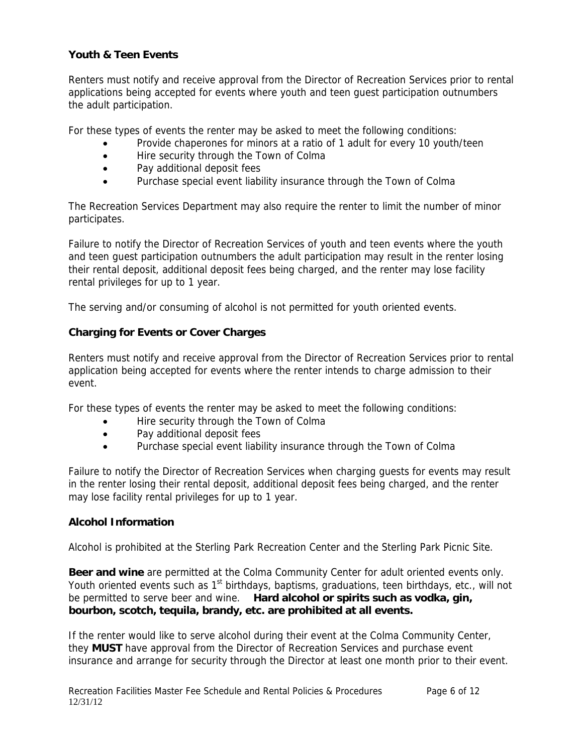### Youth & Teen Events

Renters must notify and receive approval from the Director of Recreation Services prior to rental applications being accepted for events where youth and teen guest participation outnumbers the adult participation.

For these types of events the renter may be asked to meet the following conditions:

- Provide chaperones for minors at a ratio of 1 adult for every 10 youth/teen
- Hire security through the Town of Colma
- Pay additional deposit fees
- Purchase special event liability insurance through the Town of Colma

The Recreation Services Department may also require the renter to limit the number of minor participates.

Failure to notify the Director of Recreation Services of youth and teen events where the youth and teen guest participation outnumbers the adult participation may result in the renter losing their rental deposit, additional deposit fees being charged, and the renter may lose facility rental privileges for up to 1 year.

The serving and/or consuming of alcohol is not permitted for youth oriented events.

### Charging for Events or Cover Charges

Renters must notify and receive approval from the Director of Recreation Services prior to rental application being accepted for events where the renter intends to charge admission to their event.

For these types of events the renter may be asked to meet the following conditions:

- Hire security through the Town of Colma
- Pay additional deposit fees
- Purchase special event liability insurance through the Town of Colma

Failure to notify the Director of Recreation Services when charging guests for events may result in the renter losing their rental deposit, additional deposit fees being charged, and the renter may lose facility rental privileges for up to 1 year.

### Alcohol Information

Alcohol is prohibited at the Sterling Park Recreation Center and the Sterling Park Picnic Site.

**Beer and wine** are permitted at the Colma Community Center for adult oriented events only. Youth oriented events such as 1st birthdays, baptisms, graduations, teen birthdays, etc., will not be permitted to serve beer and wine. **Hard alcohol or spirits such as vodka, gin, bourbon, scotch, tequila, brandy, etc. are prohibited at all events.**

If the renter would like to serve alcohol during their event at the Colma Community Center, they **MUST** have approval from the Director of Recreation Services and purchase event insurance and arrange for security through the Director at least one month prior to their event.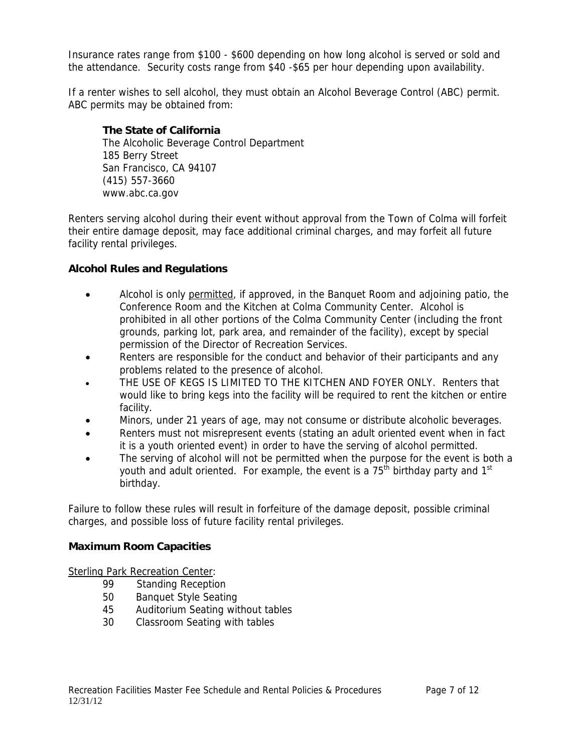Insurance rates range from $100 - $600 depending on how long alcohol is served or sold and the attendance. Security costs range from $40 -$65 per hour depending upon availability.

If a renter wishes to sell alcohol, they must obtain an Alcohol Beverage Control (ABC) permit. ABC permits may be obtained from:

**The State of California**
The Alcoholic Beverage Control Department
185 Berry Street
San Francisco, CA 94107
(415) 557-3660
www.abc.ca.gov

Renters serving alcohol during their event without approval from the Town of Colma will forfeit their entire damage deposit, may face additional criminal charges, and may forfeit all future facility rental privileges.

### Alcohol Rules and Regulations

- Alcohol is only permitted, if approved, in the Banquet Room and adjoining patio, the Conference Room and the Kitchen at Colma Community Center. Alcohol is prohibited in all other portions of the Colma Community Center (including the front grounds, parking lot, park area, and remainder of the facility), except by special permission of the Director of Recreation Services.
- Renters are responsible for the conduct and behavior of their participants and any problems related to the presence of alcohol.
- THE USE OF KEGS IS LIMITED TO THE KITCHEN AND FOYER ONLY. Renters that would like to bring kegs into the facility will be required to rent the kitchen or entire facility.
- Minors, under 21 years of age, may not consume or distribute alcoholic beverages.
- Renters must not misrepresent events (stating an adult oriented event when in fact it is a youth oriented event) in order to have the serving of alcohol permitted.
- The serving of alcohol will not be permitted when the purpose for the event is both a youth and adult oriented. For example, the event is a 75th birthday party and 1st birthday.

Failure to follow these rules will result in forfeiture of the damage deposit, possible criminal charges, and possible loss of future facility rental privileges.

### Maximum Room Capacities

Sterling Park Recreation Center:

- 99 Standing Reception
- 50 Banquet Style Seating
- 45 Auditorium Seating without tables
- 30 Classroom Seating with tables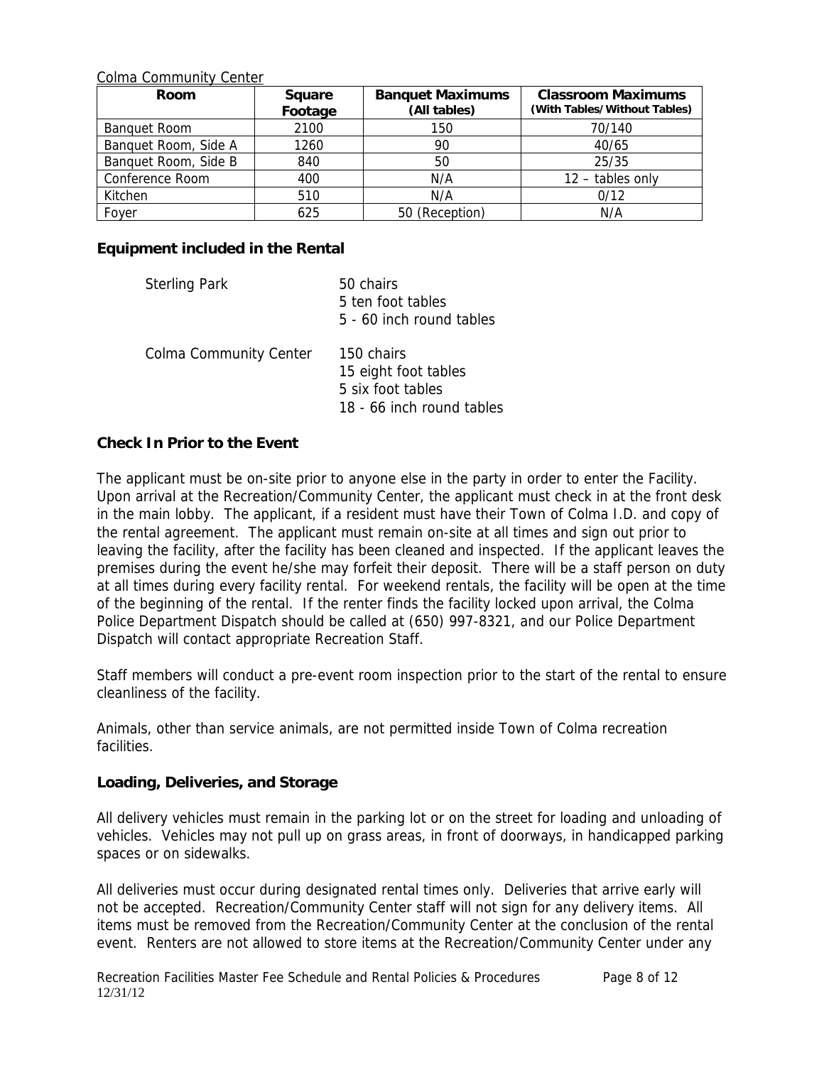Colma Community Center

| Room | Square Footage | Banquet Maximums (All tables) | Classroom Maximums (With Tables/Without Tables) |
|---|---|---|---|
| Banquet Room | 2100 | 150 | 70/140 |
| Banquet Room, Side A | 1260 | 90 | 40/65 |
| Banquet Room, Side B | 840 | 50 | 25/35 |
| Conference Room | 400 | N/A | 12 – tables only |
| Kitchen | 510 | N/A | 0/12 |
| Foyer | 625 | 50 (Reception) | N/A |

## Equipment included in the Rental

| | |
|---|---|
| Sterling Park | 50 chairs<br>5 ten foot tables<br>5 - 60 inch round tables |
| Colma Community Center | 150 chairs<br>15 eight foot tables<br>5 six foot tables<br>18 - 66 inch round tables |

## Check In Prior to the Event

The applicant must be on-site prior to anyone else in the party in order to enter the Facility. Upon arrival at the Recreation/Community Center, the applicant must check in at the front desk in the main lobby. The applicant, if a resident must have their Town of Colma I.D. and copy of the rental agreement. The applicant must remain on-site at all times and sign out prior to leaving the facility, after the facility has been cleaned and inspected. If the applicant leaves the premises during the event he/she may forfeit their deposit. There will be a staff person on duty at all times during every facility rental. For weekend rentals, the facility will be open at the time of the beginning of the rental. If the renter finds the facility locked upon arrival, the Colma Police Department Dispatch should be called at (650) 997-8321, and our Police Department Dispatch will contact appropriate Recreation Staff.

Staff members will conduct a pre-event room inspection prior to the start of the rental to ensure cleanliness of the facility.

Animals, other than service animals, are not permitted inside Town of Colma recreation facilities.

## Loading, Deliveries, and Storage

All delivery vehicles must remain in the parking lot or on the street for loading and unloading of vehicles. Vehicles may not pull up on grass areas, in front of doorways, in handicapped parking spaces or on sidewalks.

All deliveries must occur during designated rental times only. Deliveries that arrive early will not be accepted. Recreation/Community Center staff will not sign for any delivery items. All items must be removed from the Recreation/Community Center at the conclusion of the rental event. Renters are not allowed to store items at the Recreation/Community Center under any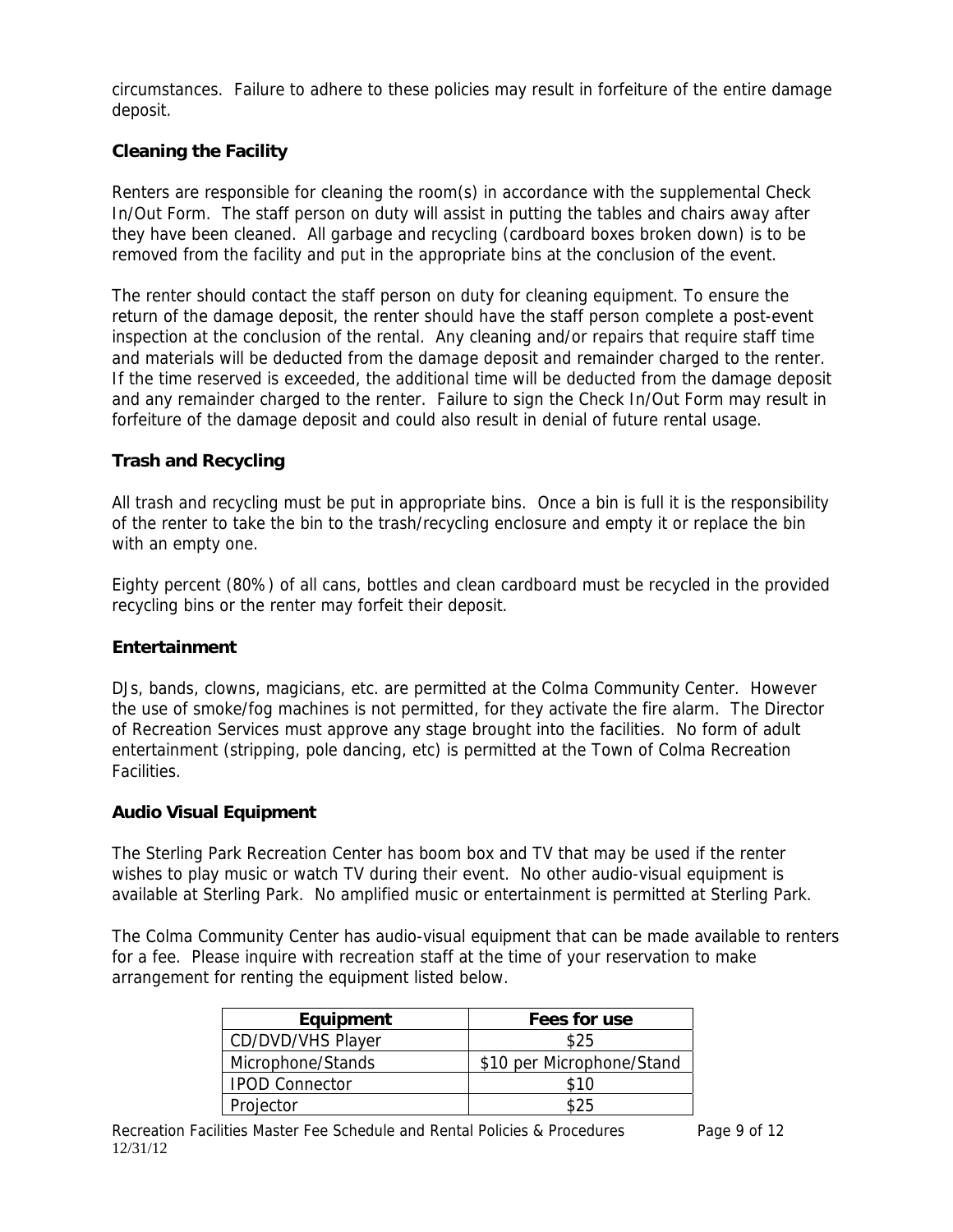circumstances. Failure to adhere to these policies may result in forfeiture of the entire damage deposit.

### Cleaning the Facility

Renters are responsible for cleaning the room(s) in accordance with the supplemental Check In/Out Form. The staff person on duty will assist in putting the tables and chairs away after they have been cleaned. All garbage and recycling (cardboard boxes broken down) is to be removed from the facility and put in the appropriate bins at the conclusion of the event.

The renter should contact the staff person on duty for cleaning equipment. To ensure the return of the damage deposit, the renter should have the staff person complete a post-event inspection at the conclusion of the rental. Any cleaning and/or repairs that require staff time and materials will be deducted from the damage deposit and remainder charged to the renter. If the time reserved is exceeded, the additional time will be deducted from the damage deposit and any remainder charged to the renter. Failure to sign the Check In/Out Form may result in forfeiture of the damage deposit and could also result in denial of future rental usage.

### Trash and Recycling

All trash and recycling must be put in appropriate bins. Once a bin is full it is the responsibility of the renter to take the bin to the trash/recycling enclosure and empty it or replace the bin with an empty one.

Eighty percent (80%) of all cans, bottles and clean cardboard must be recycled in the provided recycling bins or the renter may forfeit their deposit.

### Entertainment

DJs, bands, clowns, magicians, etc. are permitted at the Colma Community Center. However the use of smoke/fog machines is not permitted, for they activate the fire alarm. The Director of Recreation Services must approve any stage brought into the facilities. No form of adult entertainment (stripping, pole dancing, etc) is permitted at the Town of Colma Recreation Facilities.

### Audio Visual Equipment

The Sterling Park Recreation Center has boom box and TV that may be used if the renter wishes to play music or watch TV during their event. No other audio-visual equipment is available at Sterling Park. No amplified music or entertainment is permitted at Sterling Park.

The Colma Community Center has audio-visual equipment that can be made available to renters for a fee. Please inquire with recreation staff at the time of your reservation to make arrangement for renting the equipment listed below.

| Equipment | Fees for use |
|---|---|
| CD/DVD/VHS Player | $25 |
| Microphone/Stands | $10 per Microphone/Stand |
| IPOD Connector | $10 |
| Projector | $25 |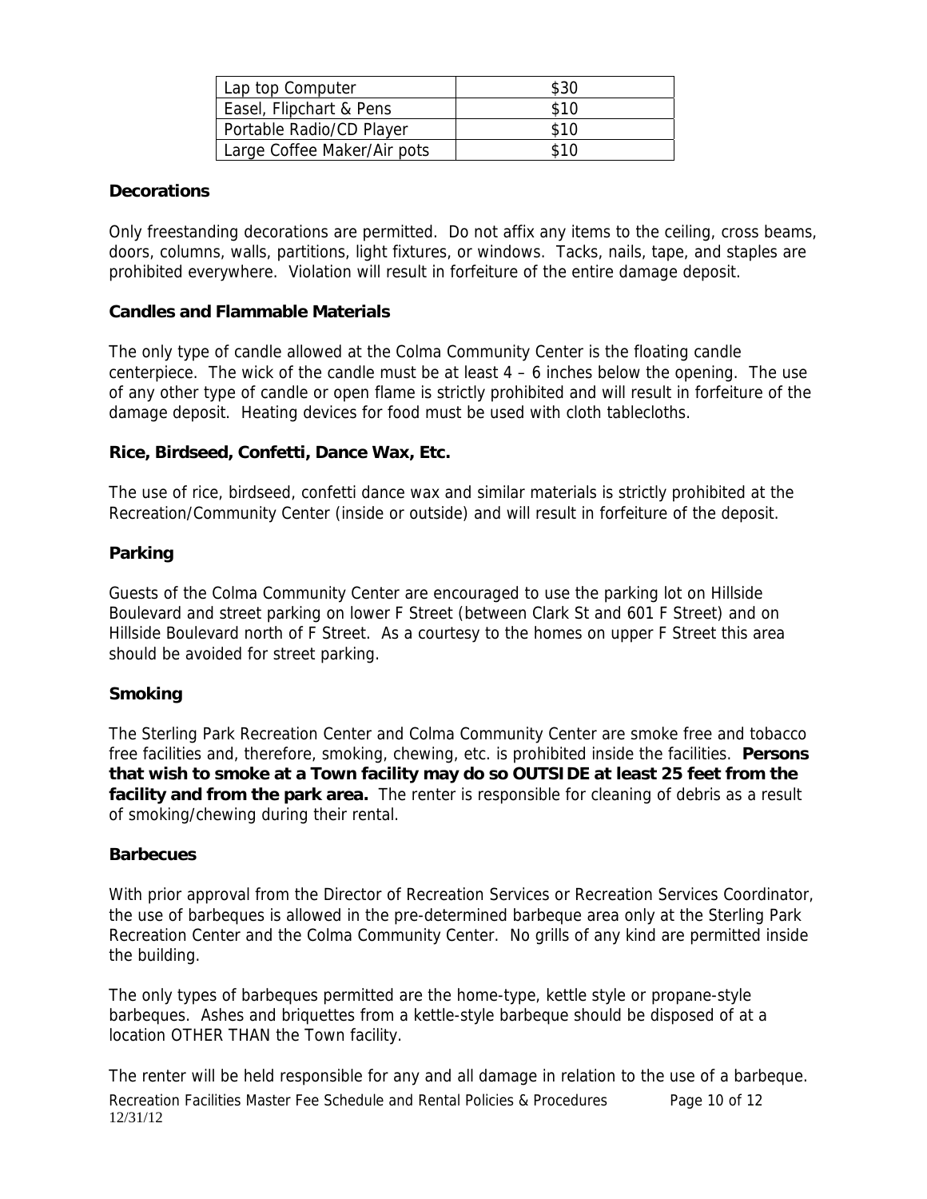| Lap top Computer | $30 |
|---|---|
| Easel, Flipchart & Pens | $10 |
| Portable Radio/CD Player | $10 |
| Large Coffee Maker/Air pots | $10 |

### Decorations

Only freestanding decorations are permitted. Do not affix any items to the ceiling, cross beams, doors, columns, walls, partitions, light fixtures, or windows. Tacks, nails, tape, and staples are prohibited everywhere. Violation will result in forfeiture of the entire damage deposit.

### Candles and Flammable Materials

The only type of candle allowed at the Colma Community Center is the floating candle centerpiece. The wick of the candle must be at least 4 – 6 inches below the opening. The use of any other type of candle or open flame is strictly prohibited and will result in forfeiture of the damage deposit. Heating devices for food must be used with cloth tablecloths.

### Rice, Birdseed, Confetti, Dance Wax, Etc.

The use of rice, birdseed, confetti dance wax and similar materials is strictly prohibited at the Recreation/Community Center (inside or outside) and will result in forfeiture of the deposit.

### Parking

Guests of the Colma Community Center are encouraged to use the parking lot on Hillside Boulevard and street parking on lower F Street (between Clark St and 601 F Street) and on Hillside Boulevard north of F Street. As a courtesy to the homes on upper F Street this area should be avoided for street parking.

### Smoking

The Sterling Park Recreation Center and Colma Community Center are smoke free and tobacco free facilities and, therefore, smoking, chewing, etc. is prohibited inside the facilities. **Persons that wish to smoke at a Town facility may do so OUTSIDE at least 25 feet from the facility and from the park area.** The renter is responsible for cleaning of debris as a result of smoking/chewing during their rental.

### Barbecues

With prior approval from the Director of Recreation Services or Recreation Services Coordinator, the use of barbeques is allowed in the pre-determined barbeque area only at the Sterling Park Recreation Center and the Colma Community Center. No grills of any kind are permitted inside the building.

The only types of barbeques permitted are the home-type, kettle style or propane-style barbeques. Ashes and briquettes from a kettle-style barbeque should be disposed of at a location OTHER THAN the Town facility.

The renter will be held responsible for any and all damage in relation to the use of a barbeque.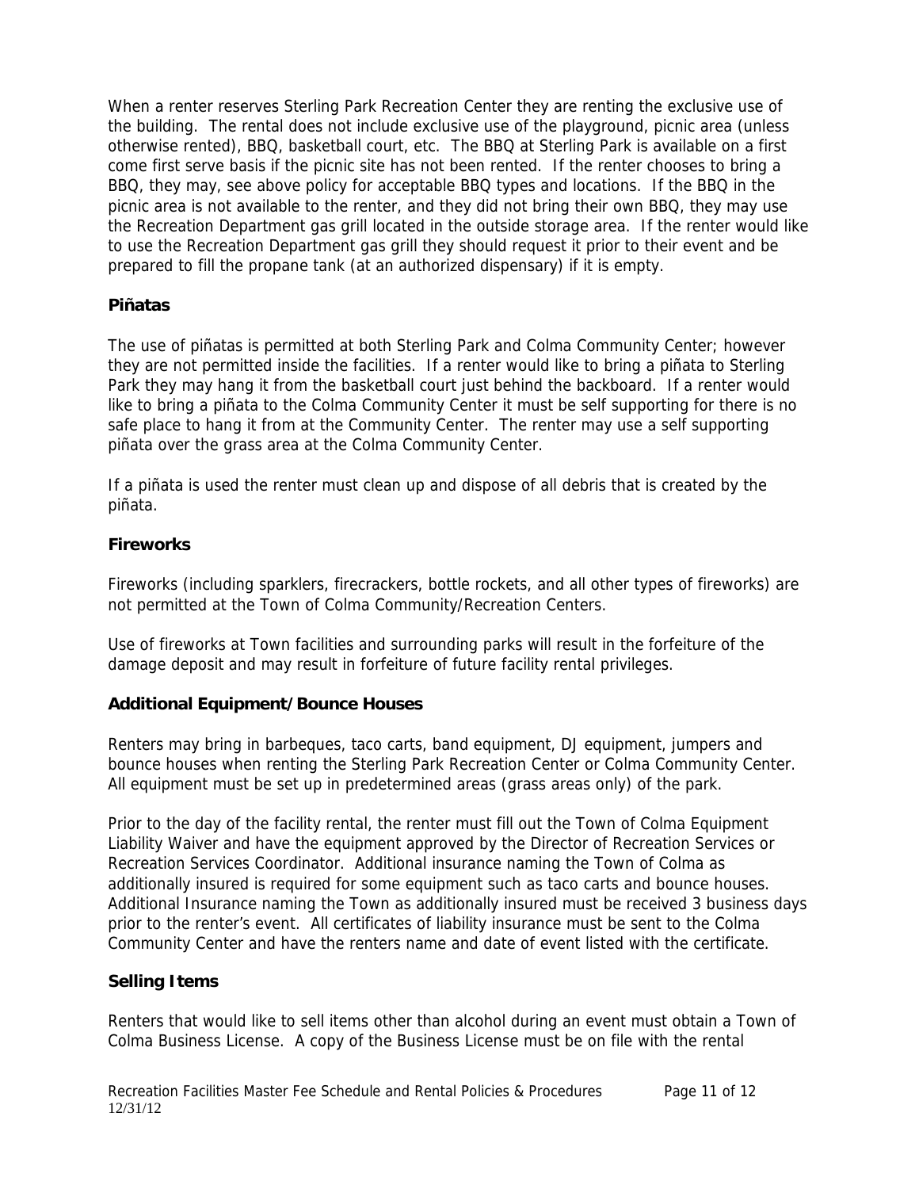When a renter reserves Sterling Park Recreation Center they are renting the exclusive use of the building. The rental does not include exclusive use of the playground, picnic area (unless otherwise rented), BBQ, basketball court, etc. The BBQ at Sterling Park is available on a first come first serve basis if the picnic site has not been rented. If the renter chooses to bring a BBQ, they may, see above policy for acceptable BBQ types and locations. If the BBQ in the picnic area is not available to the renter, and they did not bring their own BBQ, they may use the Recreation Department gas grill located in the outside storage area. If the renter would like to use the Recreation Department gas grill they should request it prior to their event and be prepared to fill the propane tank (at an authorized dispensary) if it is empty.

**Piñatas**

The use of piñatas is permitted at both Sterling Park and Colma Community Center; however they are not permitted inside the facilities. If a renter would like to bring a piñata to Sterling Park they may hang it from the basketball court just behind the backboard. If a renter would like to bring a piñata to the Colma Community Center it must be self supporting for there is no safe place to hang it from at the Community Center. The renter may use a self supporting piñata over the grass area at the Colma Community Center.

If a piñata is used the renter must clean up and dispose of all debris that is created by the piñata.

**Fireworks**

Fireworks (including sparklers, firecrackers, bottle rockets, and all other types of fireworks) are not permitted at the Town of Colma Community/Recreation Centers.

Use of fireworks at Town facilities and surrounding parks will result in the forfeiture of the damage deposit and may result in forfeiture of future facility rental privileges.

**Additional Equipment/Bounce Houses**

Renters may bring in barbeques, taco carts, band equipment, DJ equipment, jumpers and bounce houses when renting the Sterling Park Recreation Center or Colma Community Center. All equipment must be set up in predetermined areas (grass areas only) of the park.

Prior to the day of the facility rental, the renter must fill out the Town of Colma Equipment Liability Waiver and have the equipment approved by the Director of Recreation Services or Recreation Services Coordinator. Additional insurance naming the Town of Colma as additionally insured is required for some equipment such as taco carts and bounce houses. Additional Insurance naming the Town as additionally insured must be received 3 business days prior to the renter's event. All certificates of liability insurance must be sent to the Colma Community Center and have the renters name and date of event listed with the certificate.

**Selling Items**

Renters that would like to sell items other than alcohol during an event must obtain a Town of Colma Business License. A copy of the Business License must be on file with the rental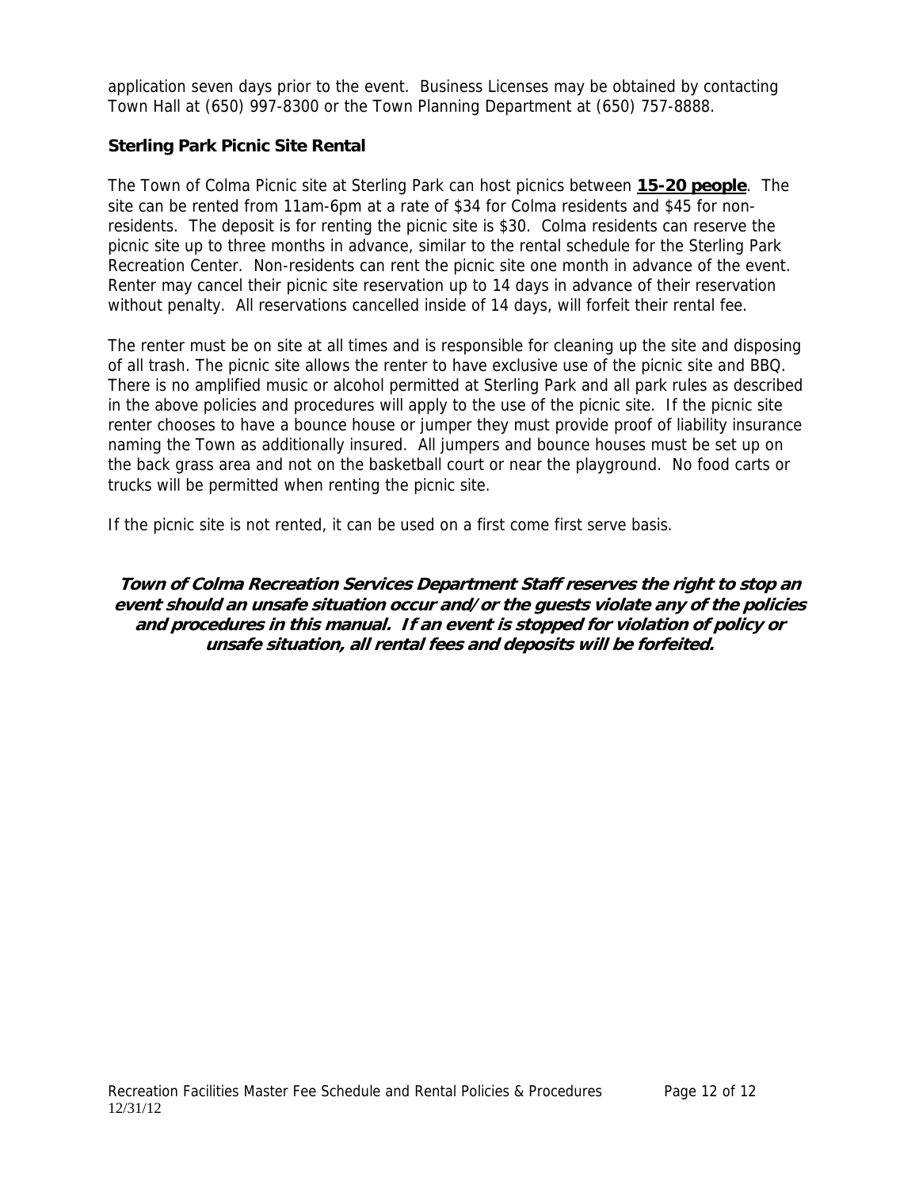application seven days prior to the event. Business Licenses may be obtained by contacting Town Hall at (650) 997-8300 or the Town Planning Department at (650) 757-8888.

### Sterling Park Picnic Site Rental

The Town of Colma Picnic site at Sterling Park can host picnics between **15-20 people**. The site can be rented from 11am-6pm at a rate of $34 for Colma residents and $45 for non-residents. The deposit is for renting the picnic site is $30. Colma residents can reserve the picnic site up to three months in advance, similar to the rental schedule for the Sterling Park Recreation Center. Non-residents can rent the picnic site one month in advance of the event. Renter may cancel their picnic site reservation up to 14 days in advance of their reservation without penalty. All reservations cancelled inside of 14 days, will forfeit their rental fee.

The renter must be on site at all times and is responsible for cleaning up the site and disposing of all trash. The picnic site allows the renter to have exclusive use of the picnic site and BBQ. There is no amplified music or alcohol permitted at Sterling Park and all park rules as described in the above policies and procedures will apply to the use of the picnic site. If the picnic site renter chooses to have a bounce house or jumper they must provide proof of liability insurance naming the Town as additionally insured. All jumpers and bounce houses must be set up on the back grass area and not on the basketball court or near the playground. No food carts or trucks will be permitted when renting the picnic site.

If the picnic site is not rented, it can be used on a first come first serve basis.

***Town of Colma Recreation Services Department Staff reserves the right to stop an event should an unsafe situation occur and/or the guests violate any of the policies and procedures in this manual. If an event is stopped for violation of policy or unsafe situation, all rental fees and deposits will be forfeited.***